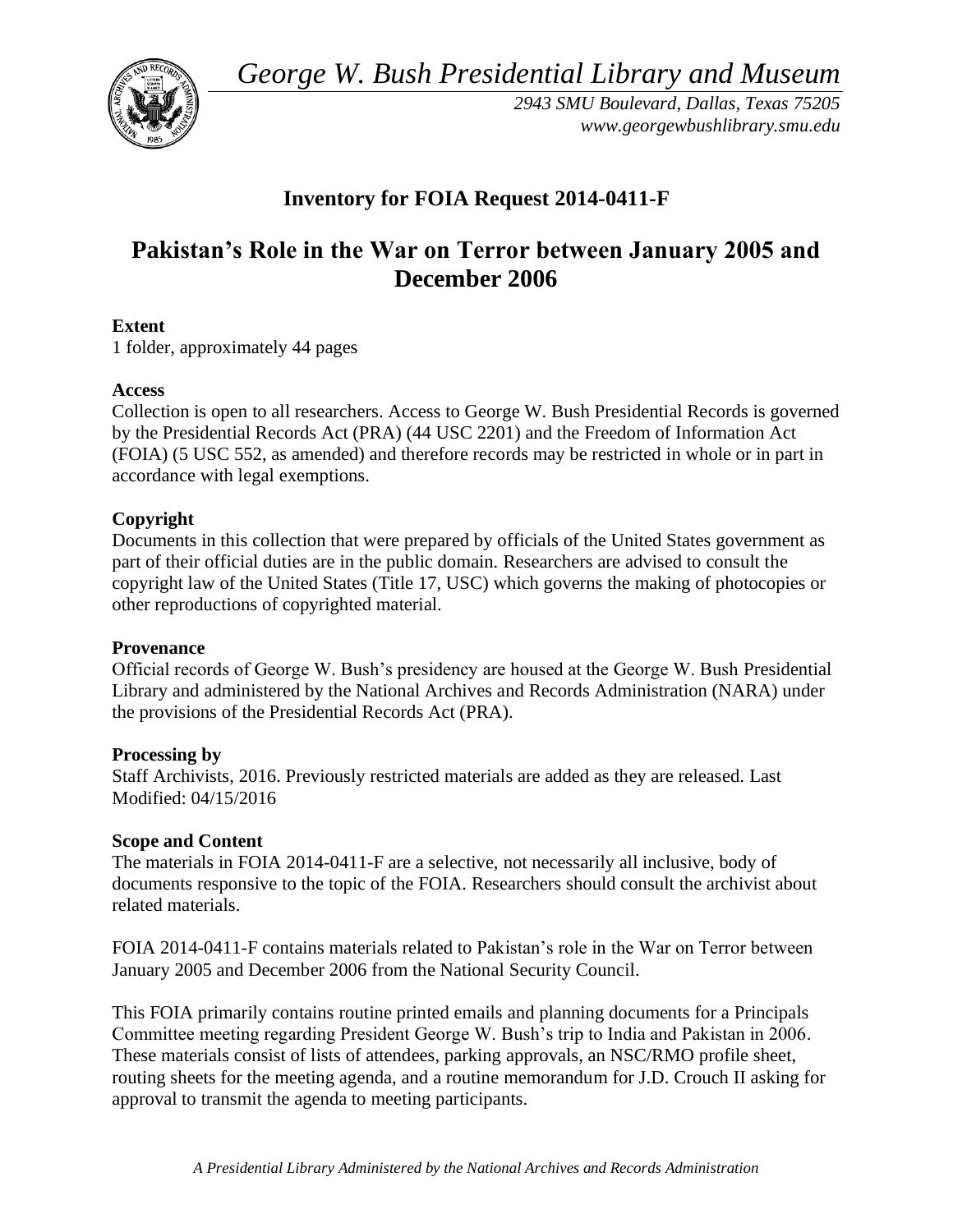*George W. Bush Presidential Library and Museum*

*2943 SMU Boulevard, Dallas, Texas 75205*
*www.georgewbushlibrary.smu.edu*

# Inventory for FOIA Request 2014-0411-F

# Pakistan's Role in the War on Terror between January 2005 and December 2006

**Extent**
1 folder, approximately 44 pages

**Access**
Collection is open to all researchers. Access to George W. Bush Presidential Records is governed by the Presidential Records Act (PRA) (44 USC 2201) and the Freedom of Information Act (FOIA) (5 USC 552, as amended) and therefore records may be restricted in whole or in part in accordance with legal exemptions.

**Copyright**
Documents in this collection that were prepared by officials of the United States government as part of their official duties are in the public domain. Researchers are advised to consult the copyright law of the United States (Title 17, USC) which governs the making of photocopies or other reproductions of copyrighted material.

**Provenance**
Official records of George W. Bush's presidency are housed at the George W. Bush Presidential Library and administered by the National Archives and Records Administration (NARA) under the provisions of the Presidential Records Act (PRA).

**Processing by**
Staff Archivists, 2016. Previously restricted materials are added as they are released. Last Modified: 04/15/2016

**Scope and Content**
The materials in FOIA 2014-0411-F are a selective, not necessarily all inclusive, body of documents responsive to the topic of the FOIA. Researchers should consult the archivist about related materials.

FOIA 2014-0411-F contains materials related to Pakistan's role in the War on Terror between January 2005 and December 2006 from the National Security Council.

This FOIA primarily contains routine printed emails and planning documents for a Principals Committee meeting regarding President George W. Bush's trip to India and Pakistan in 2006. These materials consist of lists of attendees, parking approvals, an NSC/RMO profile sheet, routing sheets for the meeting agenda, and a routine memorandum for J.D. Crouch II asking for approval to transmit the agenda to meeting participants.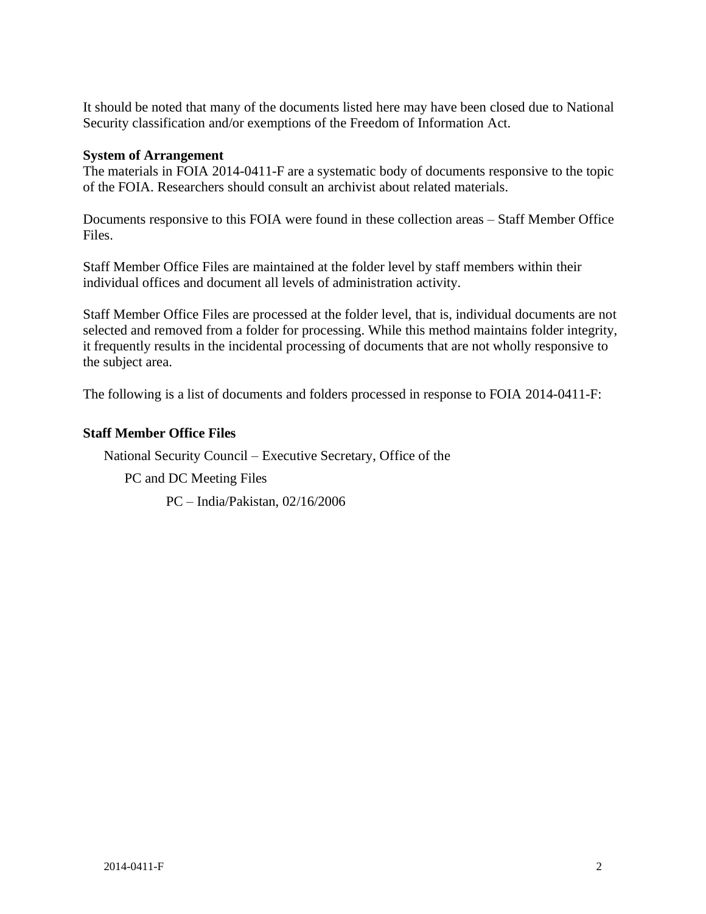It should be noted that many of the documents listed here may have been closed due to National Security classification and/or exemptions of the Freedom of Information Act.

**System of Arrangement**
The materials in FOIA 2014-0411-F are a systematic body of documents responsive to the topic of the FOIA. Researchers should consult an archivist about related materials.

Documents responsive to this FOIA were found in these collection areas – Staff Member Office Files.

Staff Member Office Files are maintained at the folder level by staff members within their individual offices and document all levels of administration activity.

Staff Member Office Files are processed at the folder level, that is, individual documents are not selected and removed from a folder for processing. While this method maintains folder integrity, it frequently results in the incidental processing of documents that are not wholly responsive to the subject area.

The following is a list of documents and folders processed in response to FOIA 2014-0411-F:

**Staff Member Office Files**

- National Security Council – Executive Secretary, Office of the
  - PC and DC Meeting Files
    - PC – India/Pakistan, 02/16/2006